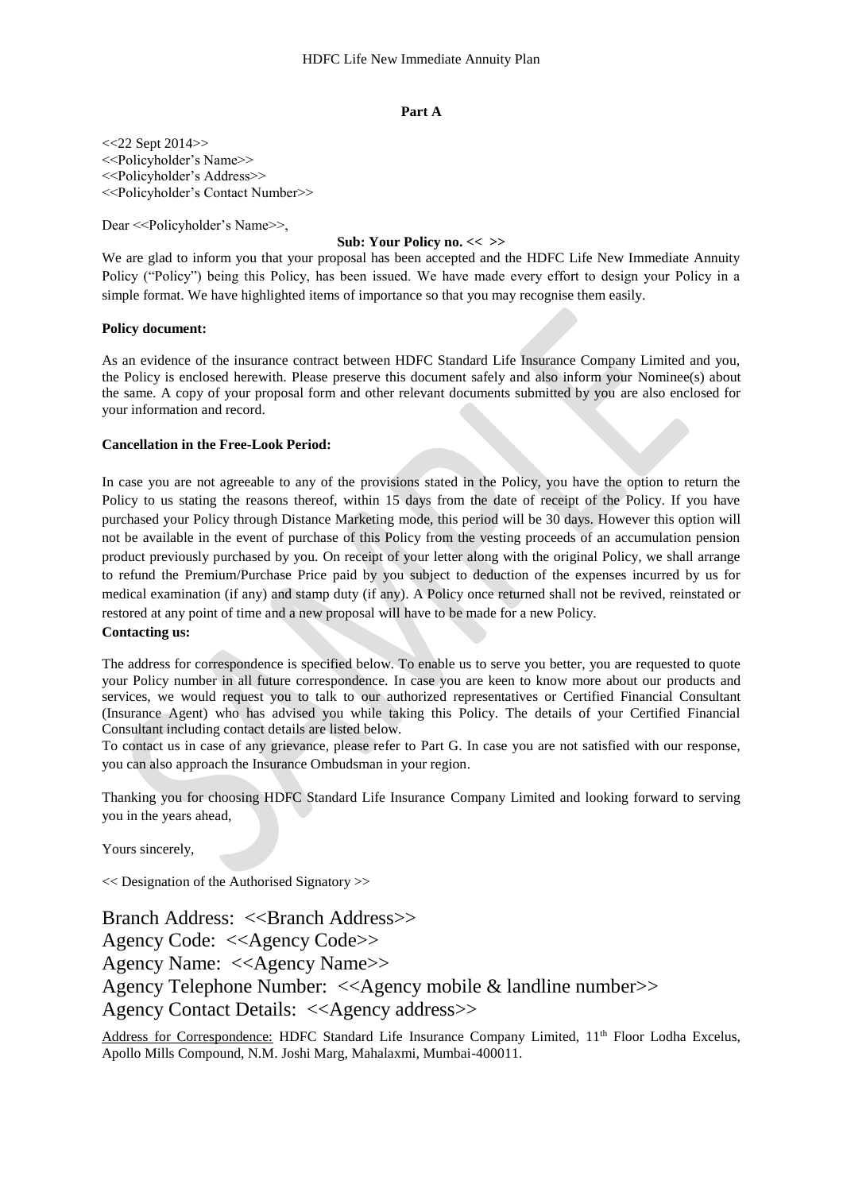## Part A

<<22 Sept 2014>>
<<Policyholder's Name>>
<<Policyholder's Address>>
<<Policyholder's Contact Number>>

Dear <<Policyholder's Name>>,

**Sub: Your Policy no. << >>**

We are glad to inform you that your proposal has been accepted and the HDFC Life New Immediate Annuity Policy ("Policy") being this Policy, has been issued. We have made every effort to design your Policy in a simple format. We have highlighted items of importance so that you may recognise them easily.

**Policy document:**

As an evidence of the insurance contract between HDFC Standard Life Insurance Company Limited and you, the Policy is enclosed herewith. Please preserve this document safely and also inform your Nominee(s) about the same. A copy of your proposal form and other relevant documents submitted by you are also enclosed for your information and record.

**Cancellation in the Free-Look Period:**

In case you are not agreeable to any of the provisions stated in the Policy, you have the option to return the Policy to us stating the reasons thereof, within 15 days from the date of receipt of the Policy. If you have purchased your Policy through Distance Marketing mode, this period will be 30 days. However this option will not be available in the event of purchase of this Policy from the vesting proceeds of an accumulation pension product previously purchased by you. On receipt of your letter along with the original Policy, we shall arrange to refund the Premium/Purchase Price paid by you subject to deduction of the expenses incurred by us for medical examination (if any) and stamp duty (if any). A Policy once returned shall not be revived, reinstated or restored at any point of time and a new proposal will have to be made for a new Policy.

**Contacting us:**

The address for correspondence is specified below. To enable us to serve you better, you are requested to quote your Policy number in all future correspondence. In case you are keen to know more about our products and services, we would request you to talk to our authorized representatives or Certified Financial Consultant (Insurance Agent) who has advised you while taking this Policy. The details of your Certified Financial Consultant including contact details are listed below.

To contact us in case of any grievance, please refer to Part G. In case you are not satisfied with our response, you can also approach the Insurance Ombudsman in your region.

Thanking you for choosing HDFC Standard Life Insurance Company Limited and looking forward to serving you in the years ahead,

Yours sincerely,

<< Designation of the Authorised Signatory >>

Branch Address: <<Branch Address>>
Agency Code: <<Agency Code>>
Agency Name: <<Agency Name>>
Agency Telephone Number: <<Agency mobile & landline number>>
Agency Contact Details: <<Agency address>>

Address for Correspondence: HDFC Standard Life Insurance Company Limited, 11th Floor Lodha Excelus, Apollo Mills Compound, N.M. Joshi Marg, Mahalaxmi, Mumbai-400011.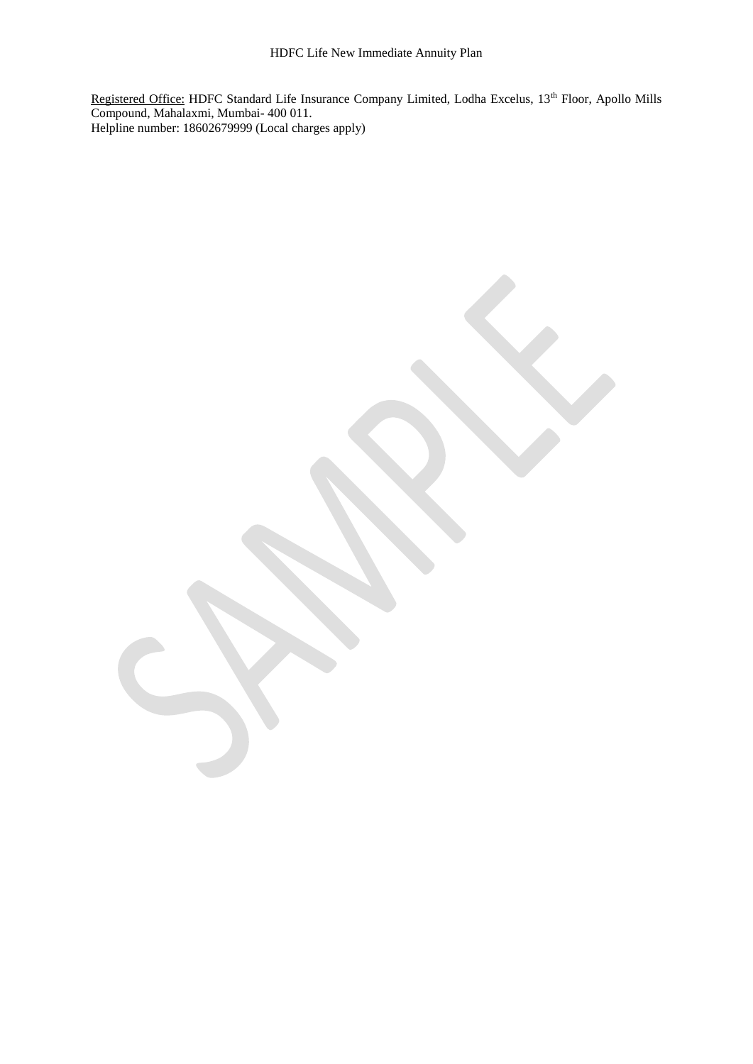Registered Office: HDFC Standard Life Insurance Company Limited, Lodha Excelus, 13th Floor, Apollo Mills Compound, Mahalaxmi, Mumbai- 400 011.
Helpline number: 18602679999 (Local charges apply)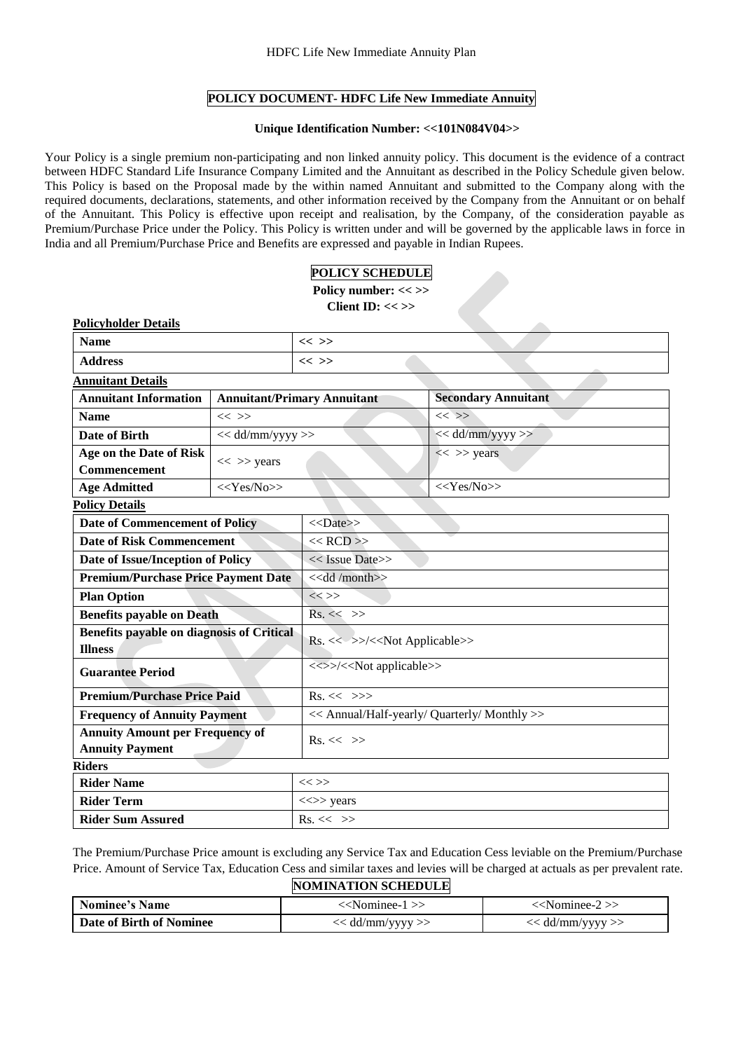## POLICY DOCUMENT- HDFC Life New Immediate Annuity

**Unique Identification Number: <<101N084V04>>**

Your Policy is a single premium non-participating and non linked annuity policy. This document is the evidence of a contract between HDFC Standard Life Insurance Company Limited and the Annuitant as described in the Policy Schedule given below. This Policy is based on the Proposal made by the within named Annuitant and submitted to the Company along with the required documents, declarations, statements, and other information received by the Company from the Annuitant or on behalf of the Annuitant. This Policy is effective upon receipt and realisation, by the Company, of the consideration payable as Premium/Purchase Price under the Policy. This Policy is written under and will be governed by the applicable laws in force in India and all Premium/Purchase Price and Benefits are expressed and payable in Indian Rupees.

## POLICY SCHEDULE

**Policy number: << >>**

**Client ID: << >>**

**Policyholder Details**

| | |
|---|---|
| **Name** | << >> |
| **Address** | << >> |

**Annuitant Details**

| Annuitant Information | Annuitant/Primary Annuitant | Secondary Annuitant |
|---|---|---|
| **Name** | << >> | << >> |
| **Date of Birth** | << dd/mm/yyyy >> | << dd/mm/yyyy >> |
| **Age on the Date of Risk Commencement** | << >> years | << >> years |
| **Age Admitted** | <<Yes/No>> | <<Yes/No>> |

**Policy Details**

| | |
|---|---|
| **Date of Commencement of Policy** | <<Date>> |
| **Date of Risk Commencement** | << RCD >> |
| **Date of Issue/Inception of Policy** | << Issue Date>> |
| **Premium/Purchase Price Payment Date** | <<dd /month>> |
| **Plan Option** | << >> |
| **Benefits payable on Death** | Rs. << >> |
| **Benefits payable on diagnosis of Critical Illness** | Rs. << >>/<<Not Applicable>> |
| **Guarantee Period** | <<>>/<<Not applicable>> |
| **Premium/Purchase Price Paid** | Rs. << >>> |
| **Frequency of Annuity Payment** | << Annual/Half-yearly/ Quarterly/ Monthly >> |
| **Annuity Amount per Frequency of Annuity Payment** | Rs. << >> |

**Riders**

| | |
|---|---|
| **Rider Name** | << >> |
| **Rider Term** | <<>> years |
| **Rider Sum Assured** | Rs. << >> |

The Premium/Purchase Price amount is excluding any Service Tax and Education Cess leviable on the Premium/Purchase Price. Amount of Service Tax, Education Cess and similar taxes and levies will be charged at actuals as per prevalent rate.

## NOMINATION SCHEDULE

| Nominee's Name | <<Nominee-1 >> | <<Nominee-2 >> |
|---|---|---|
| **Date of Birth of Nominee** | << dd/mm/yyyy >> | << dd/mm/yyyy >> |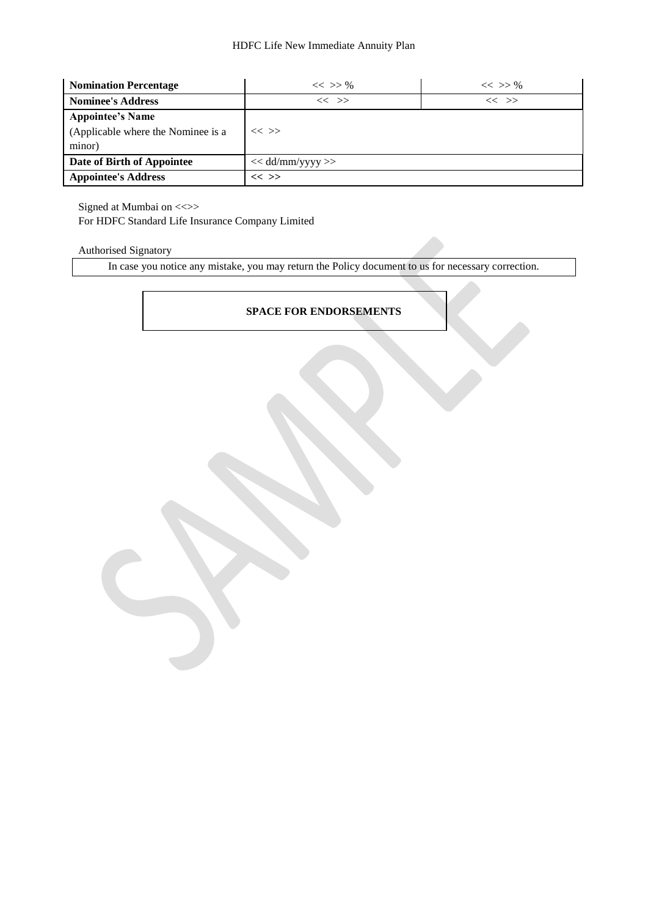| Nomination Percentage | << >> % | << >> % |
|---|---|---|
| Nominee's Address | << >> | << >> |
| **Appointee's Name** (Applicable where the Nominee is a minor) | << >> | |
| **Date of Birth of Appointee** | << dd/mm/yyyy >> | |
| **Appointee's Address** | << >> | |

Signed at Mumbai on <<>>
For HDFC Standard Life Insurance Company Limited

Authorised Signatory

In case you notice any mistake, you may return the Policy document to us for necessary correction.

**SPACE FOR ENDORSEMENTS**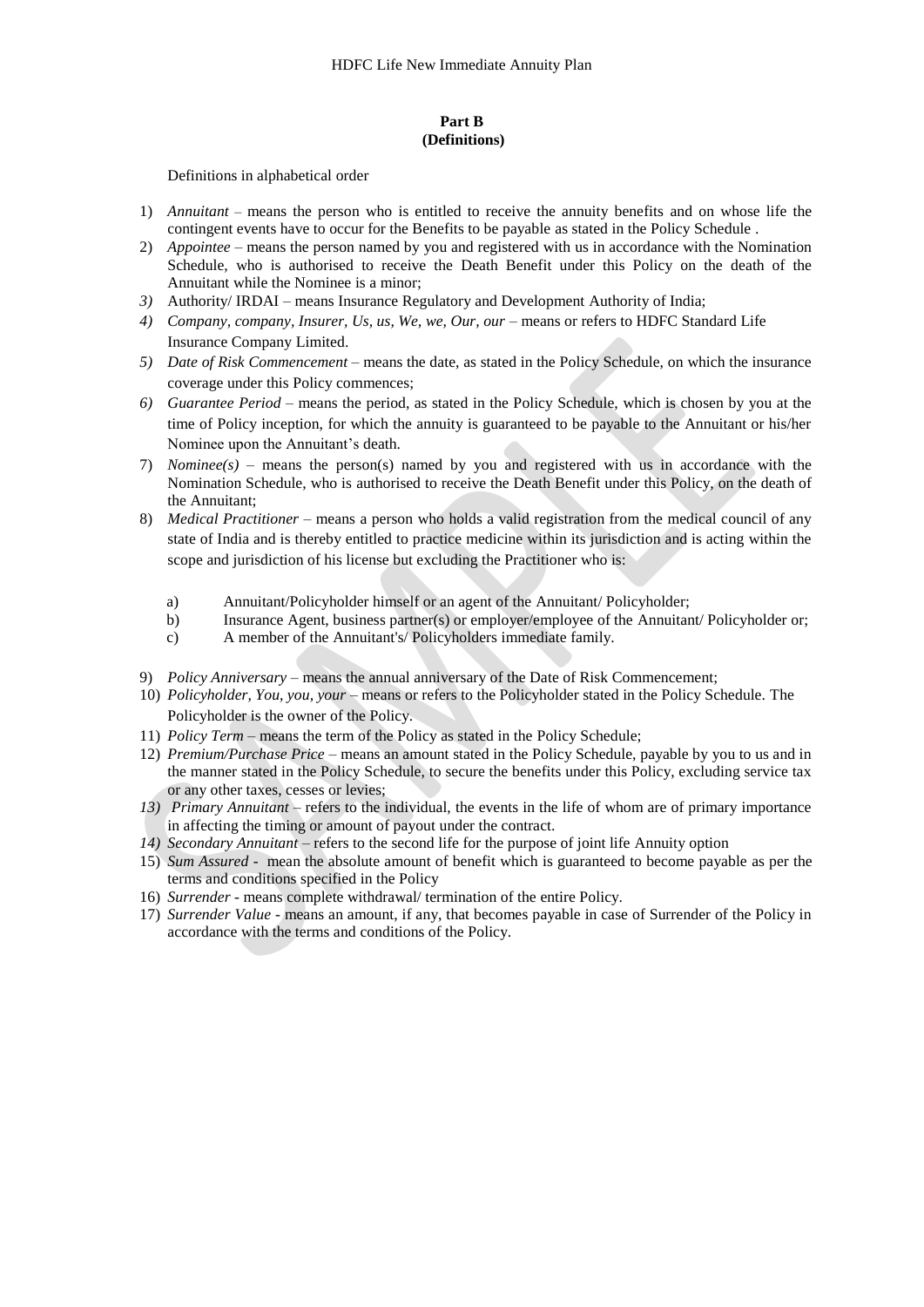## Part B
## (Definitions)

Definitions in alphabetical order

1) *Annuitant* – means the person who is entitled to receive the annuity benefits and on whose life the contingent events have to occur for the Benefits to be payable as stated in the Policy Schedule .
2) *Appointee* – means the person named by you and registered with us in accordance with the Nomination Schedule, who is authorised to receive the Death Benefit under this Policy on the death of the Annuitant while the Nominee is a minor;
3) Authority/ IRDAI – means Insurance Regulatory and Development Authority of India;
4) *Company, company, Insurer, Us, us, We, we, Our, our* – means or refers to HDFC Standard Life Insurance Company Limited.
5) *Date of Risk Commencement* – means the date, as stated in the Policy Schedule, on which the insurance coverage under this Policy commences;
6) *Guarantee Period* – means the period, as stated in the Policy Schedule, which is chosen by you at the time of Policy inception, for which the annuity is guaranteed to be payable to the Annuitant or his/her Nominee upon the Annuitant's death.
7) *Nominee(s)* – means the person(s) named by you and registered with us in accordance with the Nomination Schedule, who is authorised to receive the Death Benefit under this Policy, on the death of the Annuitant;
8) *Medical Practitioner* – means a person who holds a valid registration from the medical council of any state of India and is thereby entitled to practice medicine within its jurisdiction and is acting within the scope and jurisdiction of his license but excluding the Practitioner who is:
   a) Annuitant/Policyholder himself or an agent of the Annuitant/ Policyholder;
   b) Insurance Agent, business partner(s) or employer/employee of the Annuitant/ Policyholder or;
   c) A member of the Annuitant's/ Policyholders immediate family.
9) *Policy Anniversary* – means the annual anniversary of the Date of Risk Commencement;
10) *Policyholder, You, you, your* – means or refers to the Policyholder stated in the Policy Schedule. The Policyholder is the owner of the Policy.
11) *Policy Term* – means the term of the Policy as stated in the Policy Schedule;
12) *Premium/Purchase Price* – means an amount stated in the Policy Schedule, payable by you to us and in the manner stated in the Policy Schedule, to secure the benefits under this Policy, excluding service tax or any other taxes, cesses or levies;
13) *Primary Annuitant* – refers to the individual, the events in the life of whom are of primary importance in affecting the timing or amount of payout under the contract.
14) *Secondary Annuitant* – refers to the second life for the purpose of joint life Annuity option
15) *Sum Assured* - mean the absolute amount of benefit which is guaranteed to become payable as per the terms and conditions specified in the Policy
16) *Surrender* - means complete withdrawal/ termination of the entire Policy.
17) *Surrender Value* - means an amount, if any, that becomes payable in case of Surrender of the Policy in accordance with the terms and conditions of the Policy.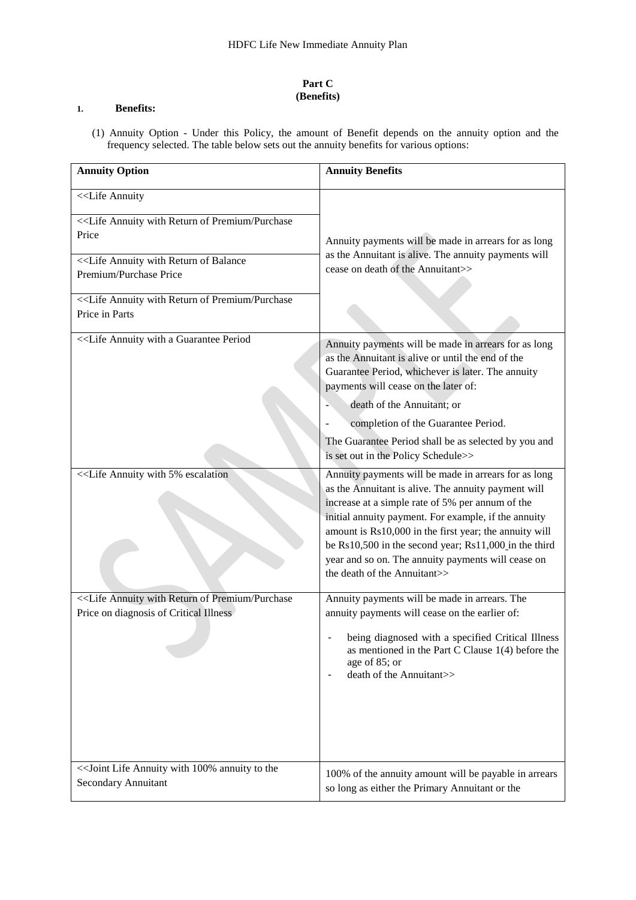## Part C
## (Benefits)

**1. Benefits:**

(1) Annuity Option - Under this Policy, the amount of Benefit depends on the annuity option and the frequency selected. The table below sets out the annuity benefits for various options:

| Annuity Option | Annuity Benefits |
|---|---|
| <<Life Annuity<br><br><<Life Annuity with Return of Premium/Purchase Price<br><br><<Life Annuity with Return of Balance Premium/Purchase Price<br><br><<Life Annuity with Return of Premium/Purchase Price in Parts | Annuity payments will be made in arrears for as long as the Annuitant is alive. The annuity payments will cease on death of the Annuitant>> |
| <<Life Annuity with a Guarantee Period | Annuity payments will be made in arrears for as long as the Annuitant is alive or until the end of the Guarantee Period, whichever is later. The annuity payments will cease on the later of:<br>- death of the Annuitant; or<br>- completion of the Guarantee Period.<br>The Guarantee Period shall be as selected by you and is set out in the Policy Schedule>> |
| <<Life Annuity with 5% escalation | Annuity payments will be made in arrears for as long as the Annuitant is alive. The annuity payment will increase at a simple rate of 5% per annum of the initial annuity payment. For example, if the annuity amount is Rs10,000 in the first year; the annuity will be Rs10,500 in the second year; Rs11,000 in the third year and so on. The annuity payments will cease on the death of the Annuitant>> |
| <<Life Annuity with Return of Premium/Purchase Price on diagnosis of Critical Illness | Annuity payments will be made in arrears. The annuity payments will cease on the earlier of:<br>- being diagnosed with a specified Critical Illness as mentioned in the Part C Clause 1(4) before the age of 85; or<br>- death of the Annuitant>> |
| <<Joint Life Annuity with 100% annuity to the Secondary Annuitant | 100% of the annuity amount will be payable in arrears so long as either the Primary Annuitant or the |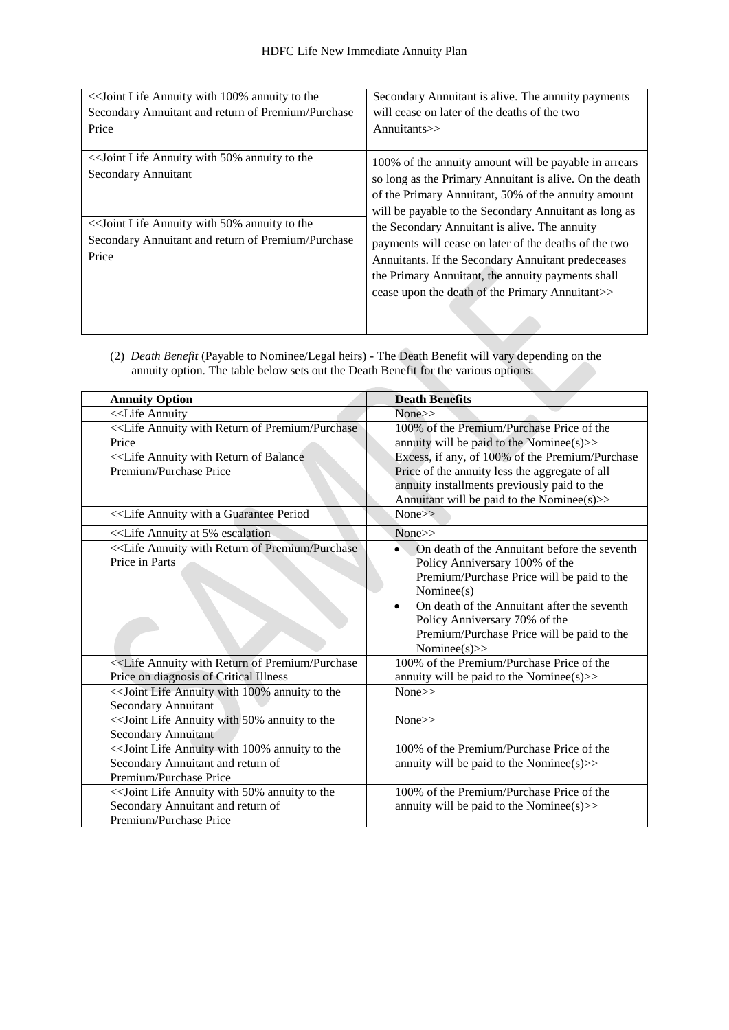| | |
|---|---|
| <<Joint Life Annuity with 100% annuity to the Secondary Annuitant and return of Premium/Purchase Price | Secondary Annuitant is alive. The annuity payments will cease on later of the deaths of the two Annuitants>> |
| <<Joint Life Annuity with 50% annuity to the Secondary Annuitant<br><br><<Joint Life Annuity with 50% annuity to the Secondary Annuitant and return of Premium/Purchase Price | 100% of the annuity amount will be payable in arrears so long as the Primary Annuitant is alive. On the death of the Primary Annuitant, 50% of the annuity amount will be payable to the Secondary Annuitant as long as the Secondary Annuitant is alive. The annuity payments will cease on later of the deaths of the two Annuitants. If the Secondary Annuitant predeceases the Primary Annuitant, the annuity payments shall cease upon the death of the Primary Annuitant>> |

(2) *Death Benefit* (Payable to Nominee/Legal heirs) - The Death Benefit will vary depending on the annuity option. The table below sets out the Death Benefit for the various options:

| **Annuity Option** | **Death Benefits** |
|---|---|
| <<Life Annuity | None>> |
| <<Life Annuity with Return of Premium/Purchase Price | 100% of the Premium/Purchase Price of the annuity will be paid to the Nominee(s)>> |
| <<Life Annuity with Return of Balance Premium/Purchase Price | Excess, if any, of 100% of the Premium/Purchase Price of the annuity less the aggregate of all annuity installments previously paid to the Annuitant will be paid to the Nominee(s)>> |
| <<Life Annuity with a Guarantee Period | None>> |
| <<Life Annuity at 5% escalation | None>> |
| <<Life Annuity with Return of Premium/Purchase Price in Parts | • On death of the Annuitant before the seventh Policy Anniversary 100% of the Premium/Purchase Price will be paid to the Nominee(s)<br>• On death of the Annuitant after the seventh Policy Anniversary 70% of the Premium/Purchase Price will be paid to the Nominee(s)>> |
| <<Life Annuity with Return of Premium/Purchase Price on diagnosis of Critical Illness | 100% of the Premium/Purchase Price of the annuity will be paid to the Nominee(s)>> |
| <<Joint Life Annuity with 100% annuity to the Secondary Annuitant | None>> |
| <<Joint Life Annuity with 50% annuity to the Secondary Annuitant | None>> |
| <<Joint Life Annuity with 100% annuity to the Secondary Annuitant and return of Premium/Purchase Price | 100% of the Premium/Purchase Price of the annuity will be paid to the Nominee(s)>> |
| <<Joint Life Annuity with 50% annuity to the Secondary Annuitant and return of Premium/Purchase Price | 100% of the Premium/Purchase Price of the annuity will be paid to the Nominee(s)>> |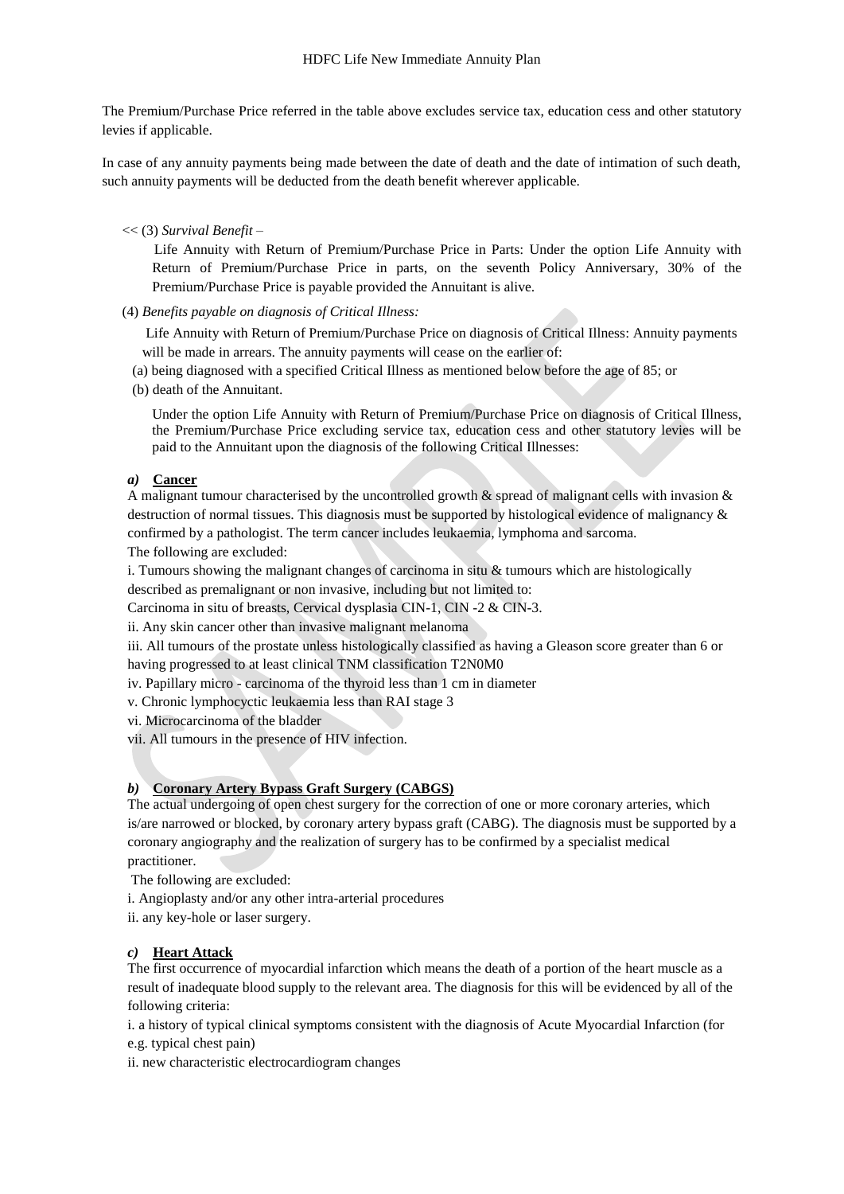The Premium/Purchase Price referred in the table above excludes service tax, education cess and other statutory levies if applicable.

In case of any annuity payments being made between the date of death and the date of intimation of such death, such annuity payments will be deducted from the death benefit wherever applicable.

<< (3) *Survival Benefit* –

Life Annuity with Return of Premium/Purchase Price in Parts: Under the option Life Annuity with Return of Premium/Purchase Price in parts, on the seventh Policy Anniversary, 30% of the Premium/Purchase Price is payable provided the Annuitant is alive.

(4) *Benefits payable on diagnosis of Critical Illness:*

Life Annuity with Return of Premium/Purchase Price on diagnosis of Critical Illness: Annuity payments will be made in arrears. The annuity payments will cease on the earlier of:

(a) being diagnosed with a specified Critical Illness as mentioned below before the age of 85; or

(b) death of the Annuitant.

Under the option Life Annuity with Return of Premium/Purchase Price on diagnosis of Critical Illness, the Premium/Purchase Price excluding service tax, education cess and other statutory levies will be paid to the Annuitant upon the diagnosis of the following Critical Illnesses:

***a)* Cancer**

A malignant tumour characterised by the uncontrolled growth & spread of malignant cells with invasion & destruction of normal tissues. This diagnosis must be supported by histological evidence of malignancy & confirmed by a pathologist. The term cancer includes leukaemia, lymphoma and sarcoma.

The following are excluded:

i. Tumours showing the malignant changes of carcinoma in situ & tumours which are histologically described as premalignant or non invasive, including but not limited to:

Carcinoma in situ of breasts, Cervical dysplasia CIN-1, CIN -2 & CIN-3.

ii. Any skin cancer other than invasive malignant melanoma

iii. All tumours of the prostate unless histologically classified as having a Gleason score greater than 6 or having progressed to at least clinical TNM classification T2N0M0

iv. Papillary micro - carcinoma of the thyroid less than 1 cm in diameter

v. Chronic lymphocyctic leukaemia less than RAI stage 3

vi. Microcarcinoma of the bladder

vii. All tumours in the presence of HIV infection.

***b)* Coronary Artery Bypass Graft Surgery (CABGS)**

The actual undergoing of open chest surgery for the correction of one or more coronary arteries, which is/are narrowed or blocked, by coronary artery bypass graft (CABG). The diagnosis must be supported by a coronary angiography and the realization of surgery has to be confirmed by a specialist medical practitioner.

The following are excluded:

i. Angioplasty and/or any other intra-arterial procedures

ii. any key-hole or laser surgery.

***c)* Heart Attack**

The first occurrence of myocardial infarction which means the death of a portion of the heart muscle as a result of inadequate blood supply to the relevant area. The diagnosis for this will be evidenced by all of the following criteria:

i. a history of typical clinical symptoms consistent with the diagnosis of Acute Myocardial Infarction (for e.g. typical chest pain)

ii. new characteristic electrocardiogram changes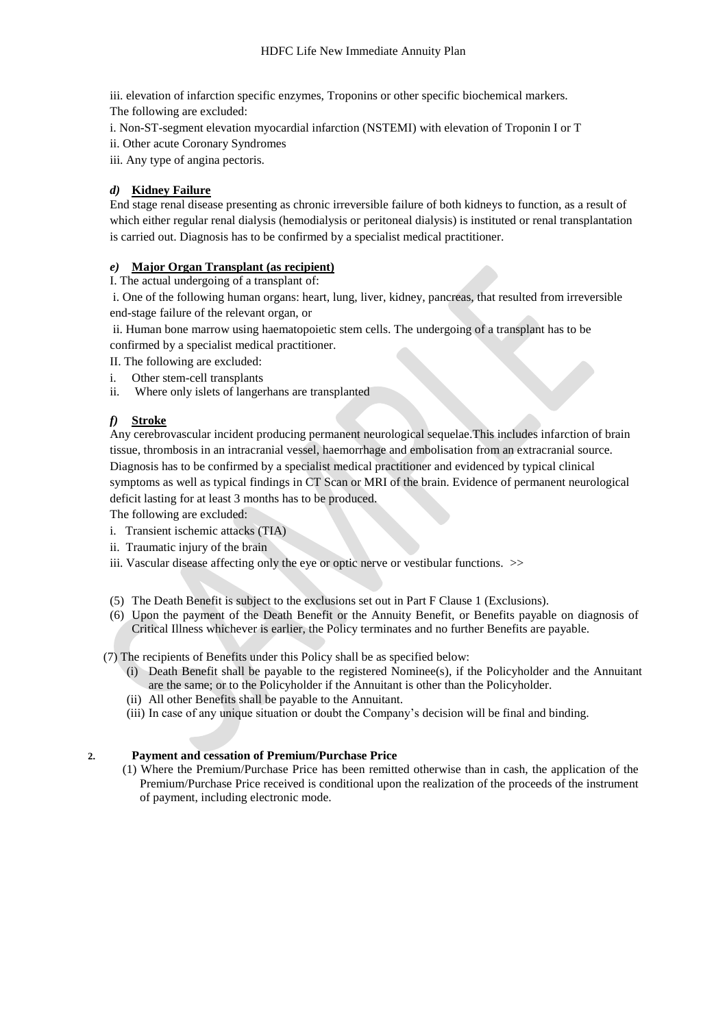iii. elevation of infarction specific enzymes, Troponins or other specific biochemical markers.

The following are excluded:

i. Non-ST-segment elevation myocardial infarction (NSTEMI) with elevation of Troponin I or T

ii. Other acute Coronary Syndromes

iii. Any type of angina pectoris.

***d)*** **Kidney Failure**

End stage renal disease presenting as chronic irreversible failure of both kidneys to function, as a result of which either regular renal dialysis (hemodialysis or peritoneal dialysis) is instituted or renal transplantation is carried out. Diagnosis has to be confirmed by a specialist medical practitioner.

***e)*** **Major Organ Transplant (as recipient)**

I. The actual undergoing of a transplant of:

i. One of the following human organs: heart, lung, liver, kidney, pancreas, that resulted from irreversible end-stage failure of the relevant organ, or

ii. Human bone marrow using haematopoietic stem cells. The undergoing of a transplant has to be confirmed by a specialist medical practitioner.

II. The following are excluded:

i. Other stem-cell transplants

ii. Where only islets of langerhans are transplanted

***f)*** **Stroke**

Any cerebrovascular incident producing permanent neurological sequelae.This includes infarction of brain tissue, thrombosis in an intracranial vessel, haemorrhage and embolisation from an extracranial source. Diagnosis has to be confirmed by a specialist medical practitioner and evidenced by typical clinical symptoms as well as typical findings in CT Scan or MRI of the brain. Evidence of permanent neurological deficit lasting for at least 3 months has to be produced.

The following are excluded:

i. Transient ischemic attacks (TIA)

ii. Traumatic injury of the brain

iii. Vascular disease affecting only the eye or optic nerve or vestibular functions. >>

(5) The Death Benefit is subject to the exclusions set out in Part F Clause 1 (Exclusions).

(6) Upon the payment of the Death Benefit or the Annuity Benefit, or Benefits payable on diagnosis of Critical Illness whichever is earlier, the Policy terminates and no further Benefits are payable.

(7) The recipients of Benefits under this Policy shall be as specified below:

(i) Death Benefit shall be payable to the registered Nominee(s), if the Policyholder and the Annuitant are the same; or to the Policyholder if the Annuitant is other than the Policyholder.

(ii) All other Benefits shall be payable to the Annuitant.

(iii) In case of any unique situation or doubt the Company's decision will be final and binding.

**2. Payment and cessation of Premium/Purchase Price**

(1) Where the Premium/Purchase Price has been remitted otherwise than in cash, the application of the Premium/Purchase Price received is conditional upon the realization of the proceeds of the instrument of payment, including electronic mode.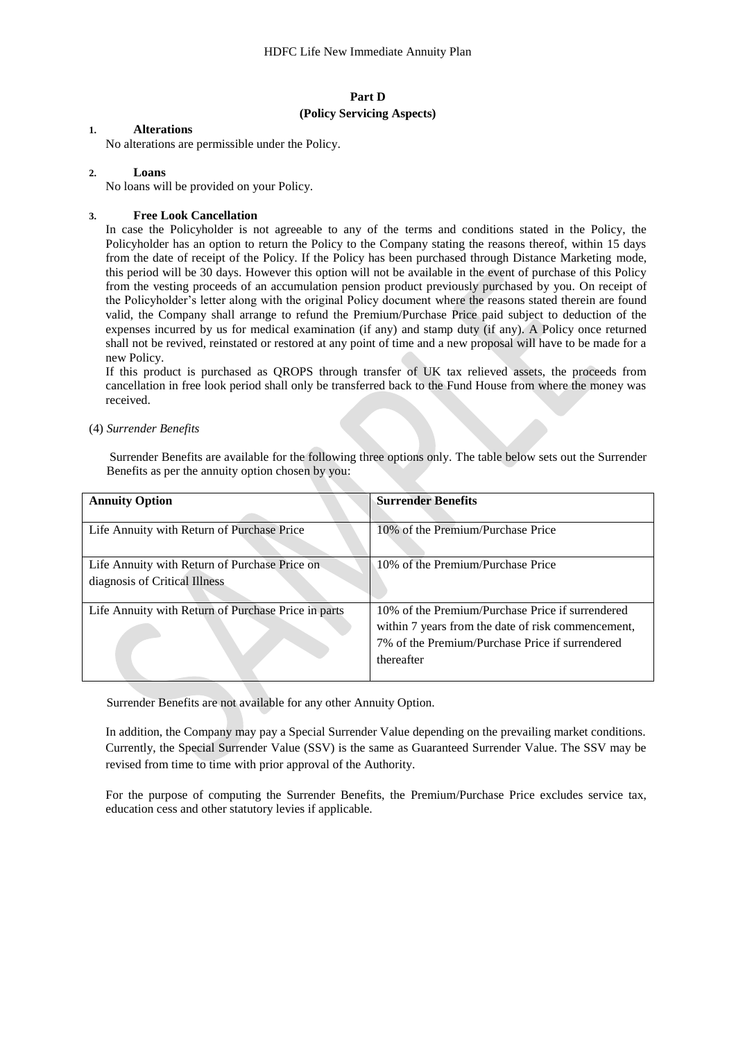## Part D
### (Policy Servicing Aspects)

**1. Alterations**

No alterations are permissible under the Policy.

**2. Loans**

No loans will be provided on your Policy.

**3. Free Look Cancellation**

In case the Policyholder is not agreeable to any of the terms and conditions stated in the Policy, the Policyholder has an option to return the Policy to the Company stating the reasons thereof, within 15 days from the date of receipt of the Policy. If the Policy has been purchased through Distance Marketing mode, this period will be 30 days. However this option will not be available in the event of purchase of this Policy from the vesting proceeds of an accumulation pension product previously purchased by you. On receipt of the Policyholder's letter along with the original Policy document where the reasons stated therein are found valid, the Company shall arrange to refund the Premium/Purchase Price paid subject to deduction of the expenses incurred by us for medical examination (if any) and stamp duty (if any). A Policy once returned shall not be revived, reinstated or restored at any point of time and a new proposal will have to be made for a new Policy.

If this product is purchased as QROPS through transfer of UK tax relieved assets, the proceeds from cancellation in free look period shall only be transferred back to the Fund House from where the money was received.

(4) *Surrender Benefits*

Surrender Benefits are available for the following three options only. The table below sets out the Surrender Benefits as per the annuity option chosen by you:

| **Annuity Option** | **Surrender Benefits** |
|---|---|
| Life Annuity with Return of Purchase Price | 10% of the Premium/Purchase Price |
| Life Annuity with Return of Purchase Price on diagnosis of Critical Illness | 10% of the Premium/Purchase Price |
| Life Annuity with Return of Purchase Price in parts | 10% of the Premium/Purchase Price if surrendered within 7 years from the date of risk commencement, 7% of the Premium/Purchase Price if surrendered thereafter |

Surrender Benefits are not available for any other Annuity Option.

In addition, the Company may pay a Special Surrender Value depending on the prevailing market conditions. Currently, the Special Surrender Value (SSV) is the same as Guaranteed Surrender Value. The SSV may be revised from time to time with prior approval of the Authority.

For the purpose of computing the Surrender Benefits, the Premium/Purchase Price excludes service tax, education cess and other statutory levies if applicable.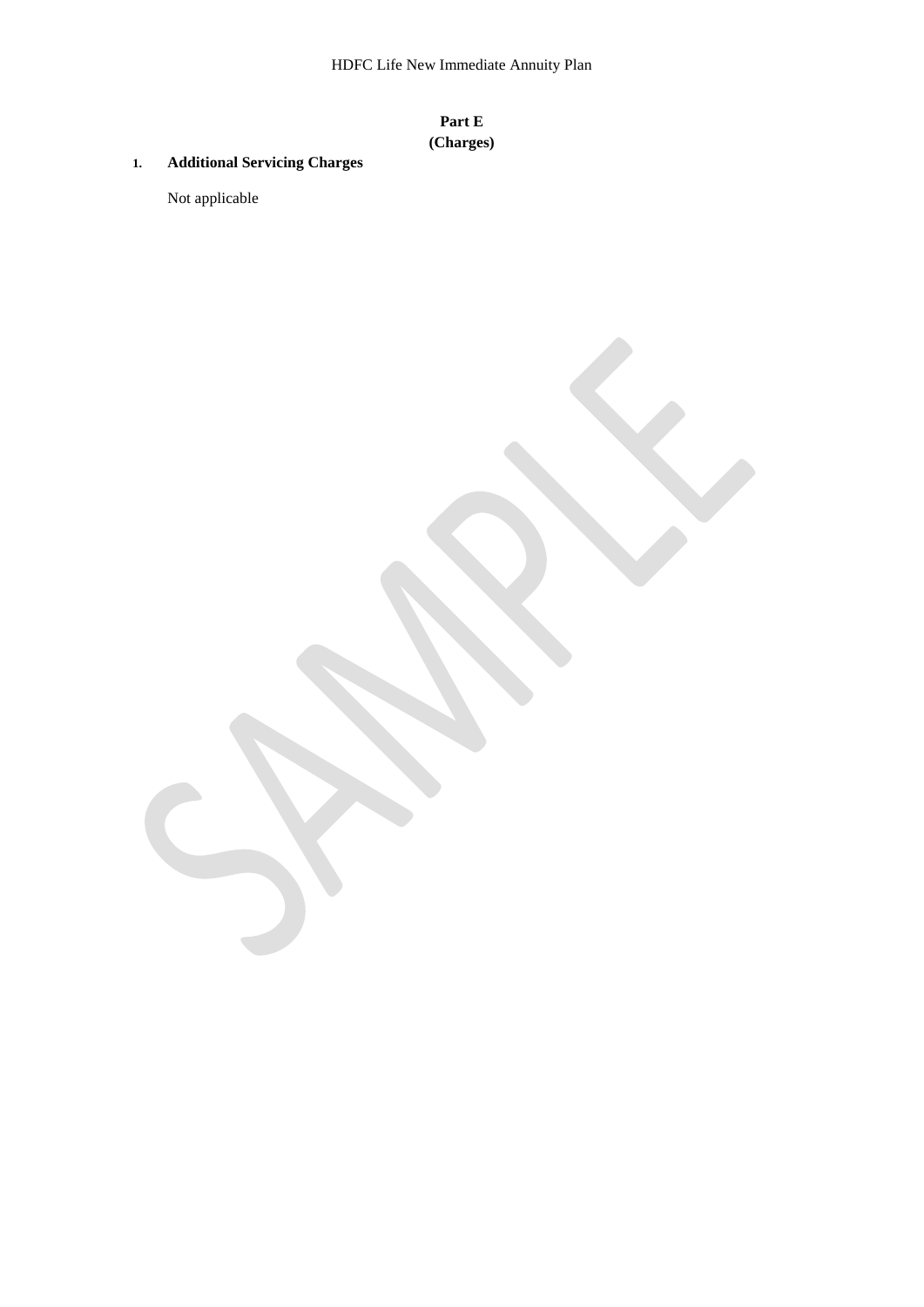## Part E
## (Charges)

1. **Additional Servicing Charges**

   Not applicable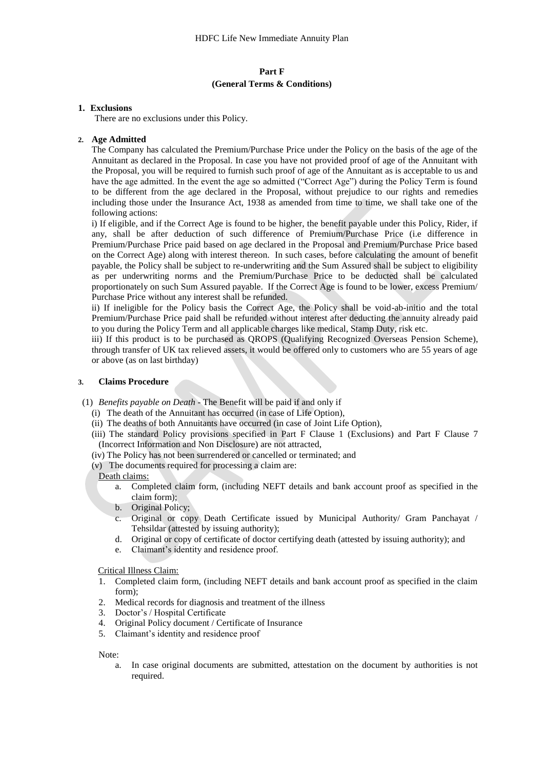## Part F
## (General Terms & Conditions)

**1. Exclusions**

There are no exclusions under this Policy.

**2. Age Admitted**

The Company has calculated the Premium/Purchase Price under the Policy on the basis of the age of the Annuitant as declared in the Proposal. In case you have not provided proof of age of the Annuitant with the Proposal, you will be required to furnish such proof of age of the Annuitant as is acceptable to us and have the age admitted. In the event the age so admitted ("Correct Age") during the Policy Term is found to be different from the age declared in the Proposal, without prejudice to our rights and remedies including those under the Insurance Act, 1938 as amended from time to time, we shall take one of the following actions:

i) If eligible, and if the Correct Age is found to be higher, the benefit payable under this Policy, Rider, if any, shall be after deduction of such difference of Premium/Purchase Price (i.e difference in Premium/Purchase Price paid based on age declared in the Proposal and Premium/Purchase Price based on the Correct Age) along with interest thereon. In such cases, before calculating the amount of benefit payable, the Policy shall be subject to re-underwriting and the Sum Assured shall be subject to eligibility as per underwriting norms and the Premium/Purchase Price to be deducted shall be calculated proportionately on such Sum Assured payable. If the Correct Age is found to be lower, excess Premium/ Purchase Price without any interest shall be refunded.

ii) If ineligible for the Policy basis the Correct Age, the Policy shall be void-ab-initio and the total Premium/Purchase Price paid shall be refunded without interest after deducting the annuity already paid to you during the Policy Term and all applicable charges like medical, Stamp Duty, risk etc.

iii) If this product is to be purchased as QROPS (Qualifying Recognized Overseas Pension Scheme), through transfer of UK tax relieved assets, it would be offered only to customers who are 55 years of age or above (as on last birthday)

**3. Claims Procedure**

(1) *Benefits payable on Death* - The Benefit will be paid if and only if

(i) The death of the Annuitant has occurred (in case of Life Option),

(ii) The deaths of both Annuitants have occurred (in case of Joint Life Option),

(iii) The standard Policy provisions specified in Part F Clause 1 (Exclusions) and Part F Clause 7 (Incorrect Information and Non Disclosure) are not attracted,

(iv) The Policy has not been surrendered or cancelled or terminated; and

(v) The documents required for processing a claim are:

Death claims:

a. Completed claim form, (including NEFT details and bank account proof as specified in the claim form);
b. Original Policy;
c. Original or copy Death Certificate issued by Municipal Authority/ Gram Panchayat / Tehsildar (attested by issuing authority);
d. Original or copy of certificate of doctor certifying death (attested by issuing authority); and
e. Claimant's identity and residence proof.

Critical Illness Claim:

1. Completed claim form, (including NEFT details and bank account proof as specified in the claim form);
2. Medical records for diagnosis and treatment of the illness
3. Doctor's / Hospital Certificate
4. Original Policy document / Certificate of Insurance
5. Claimant's identity and residence proof

Note:

a. In case original documents are submitted, attestation on the document by authorities is not required.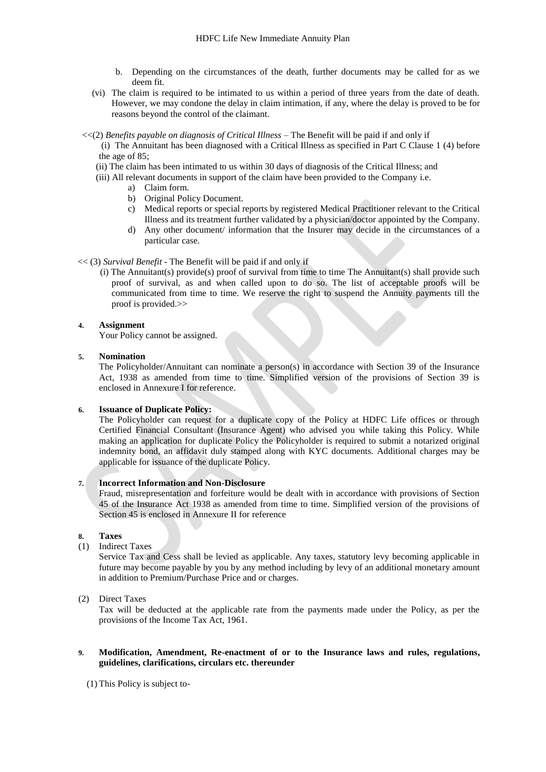b. Depending on the circumstances of the death, further documents may be called for as we deem fit.

(vi) The claim is required to be intimated to us within a period of three years from the date of death. However, we may condone the delay in claim intimation, if any, where the delay is proved to be for reasons beyond the control of the claimant.

<<(2) *Benefits payable on diagnosis of Critical Illness* – The Benefit will be paid if and only if

(i) The Annuitant has been diagnosed with a Critical Illness as specified in Part C Clause 1 (4) before the age of 85;

(ii) The claim has been intimated to us within 30 days of diagnosis of the Critical Illness; and

(iii) All relevant documents in support of the claim have been provided to the Company i.e.

a) Claim form.
b) Original Policy Document.
c) Medical reports or special reports by registered Medical Practitioner relevant to the Critical Illness and its treatment further validated by a physician/doctor appointed by the Company.
d) Any other document/ information that the Insurer may decide in the circumstances of a particular case.

<< (3) *Survival Benefit* - The Benefit will be paid if and only if

(i) The Annuitant(s) provide(s) proof of survival from time to time The Annuitant(s) shall provide such proof of survival, as and when called upon to do so. The list of acceptable proofs will be communicated from time to time. We reserve the right to suspend the Annuity payments till the proof is provided.>>

**4. Assignment**

Your Policy cannot be assigned.

**5. Nomination**

The Policyholder/Annuitant can nominate a person(s) in accordance with Section 39 of the Insurance Act, 1938 as amended from time to time. Simplified version of the provisions of Section 39 is enclosed in Annexure I for reference.

**6. Issuance of Duplicate Policy:**

The Policyholder can request for a duplicate copy of the Policy at HDFC Life offices or through Certified Financial Consultant (Insurance Agent) who advised you while taking this Policy. While making an application for duplicate Policy the Policyholder is required to submit a notarized original indemnity bond, an affidavit duly stamped along with KYC documents. Additional charges may be applicable for issuance of the duplicate Policy.

**7. Incorrect Information and Non-Disclosure**

Fraud, misrepresentation and forfeiture would be dealt with in accordance with provisions of Section 45 of the Insurance Act 1938 as amended from time to time. Simplified version of the provisions of Section 45 is enclosed in Annexure II for reference

**8. Taxes**

(1) Indirect Taxes

Service Tax and Cess shall be levied as applicable. Any taxes, statutory levy becoming applicable in future may become payable by you by any method including by levy of an additional monetary amount in addition to Premium/Purchase Price and or charges.

(2) Direct Taxes

Tax will be deducted at the applicable rate from the payments made under the Policy, as per the provisions of the Income Tax Act, 1961.

**9. Modification, Amendment, Re-enactment of or to the Insurance laws and rules, regulations, guidelines, clarifications, circulars etc. thereunder**

(1) This Policy is subject to-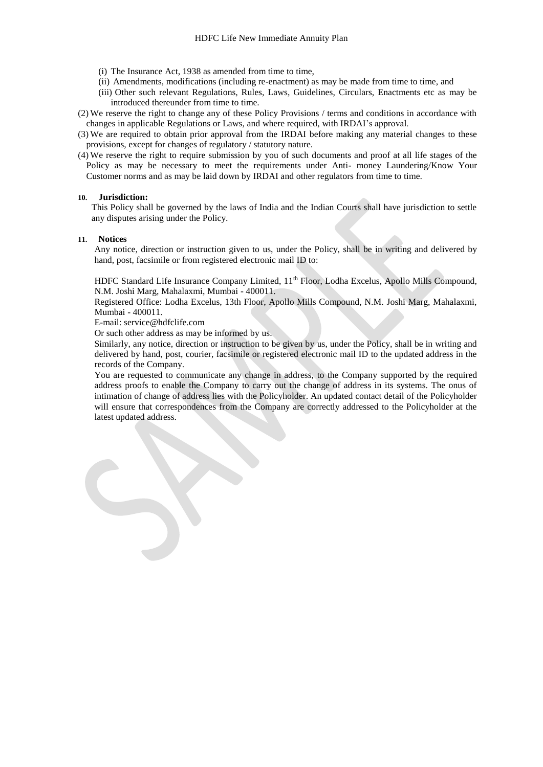(i) The Insurance Act, 1938 as amended from time to time,

(ii) Amendments, modifications (including re-enactment) as may be made from time to time, and

(iii) Other such relevant Regulations, Rules, Laws, Guidelines, Circulars, Enactments etc as may be introduced thereunder from time to time.

(2) We reserve the right to change any of these Policy Provisions / terms and conditions in accordance with changes in applicable Regulations or Laws, and where required, with IRDAI's approval.

(3) We are required to obtain prior approval from the IRDAI before making any material changes to these provisions, except for changes of regulatory / statutory nature.

(4) We reserve the right to require submission by you of such documents and proof at all life stages of the Policy as may be necessary to meet the requirements under Anti- money Laundering/Know Your Customer norms and as may be laid down by IRDAI and other regulators from time to time.

**10. Jurisdiction:**

This Policy shall be governed by the laws of India and the Indian Courts shall have jurisdiction to settle any disputes arising under the Policy.

**11. Notices**

Any notice, direction or instruction given to us, under the Policy, shall be in writing and delivered by hand, post, facsimile or from registered electronic mail ID to:

HDFC Standard Life Insurance Company Limited, 11th Floor, Lodha Excelus, Apollo Mills Compound, N.M. Joshi Marg, Mahalaxmi, Mumbai - 400011.

Registered Office: Lodha Excelus, 13th Floor, Apollo Mills Compound, N.M. Joshi Marg, Mahalaxmi, Mumbai - 400011.

E-mail: service@hdfclife.com

Or such other address as may be informed by us.

Similarly, any notice, direction or instruction to be given by us, under the Policy, shall be in writing and delivered by hand, post, courier, facsimile or registered electronic mail ID to the updated address in the records of the Company.

You are requested to communicate any change in address, to the Company supported by the required address proofs to enable the Company to carry out the change of address in its systems. The onus of intimation of change of address lies with the Policyholder. An updated contact detail of the Policyholder will ensure that correspondences from the Company are correctly addressed to the Policyholder at the latest updated address.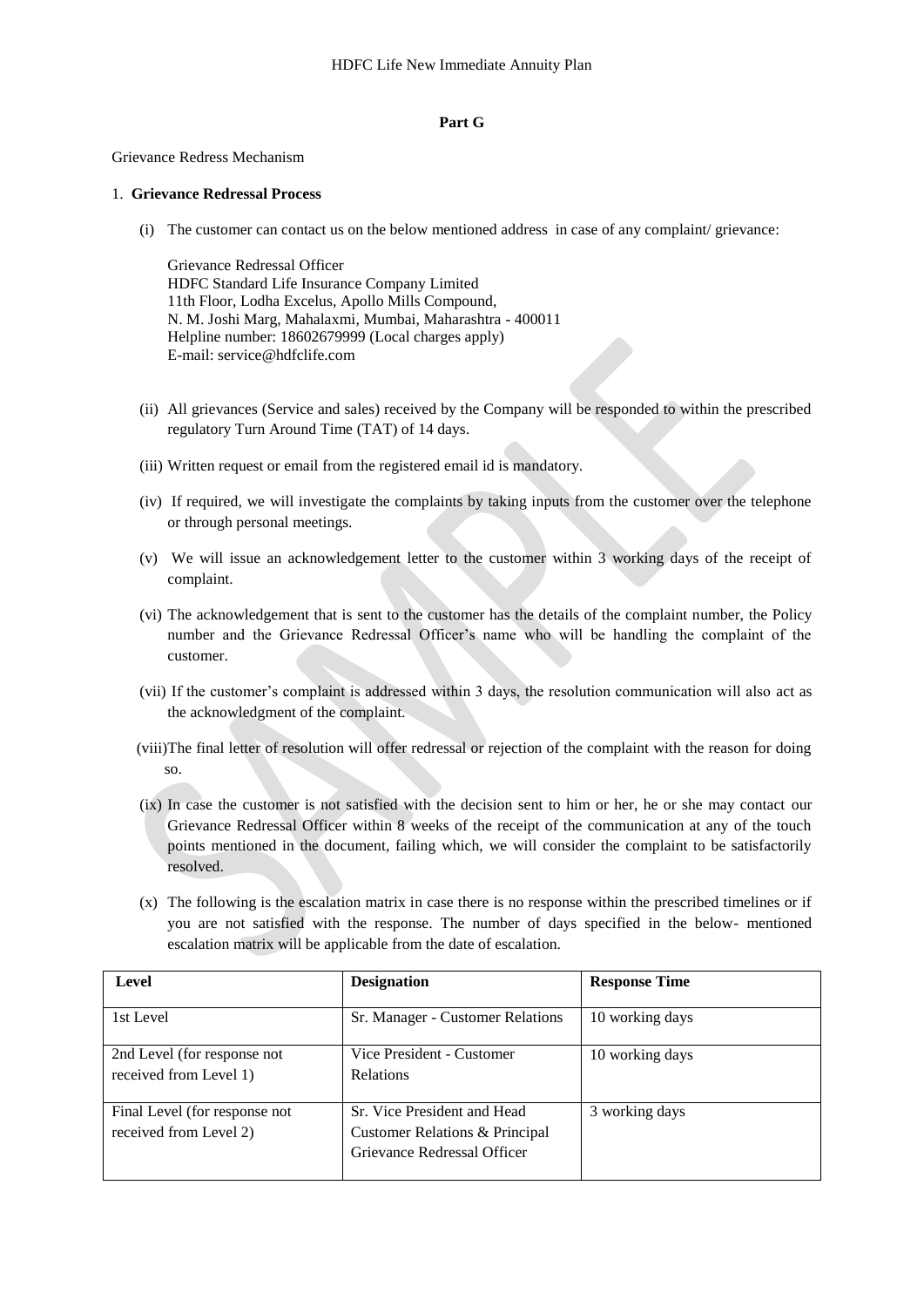# Part G

Grievance Redress Mechanism

1. **Grievance Redressal Process**

   (i) The customer can contact us on the below mentioned address in case of any complaint/ grievance:

   Grievance Redressal Officer
   HDFC Standard Life Insurance Company Limited
   11th Floor, Lodha Excelus, Apollo Mills Compound,
   N. M. Joshi Marg, Mahalaxmi, Mumbai, Maharashtra - 400011
   Helpline number: 18602679999 (Local charges apply)
   E-mail: service@hdfclife.com

   (ii) All grievances (Service and sales) received by the Company will be responded to within the prescribed regulatory Turn Around Time (TAT) of 14 days.

   (iii) Written request or email from the registered email id is mandatory.

   (iv) If required, we will investigate the complaints by taking inputs from the customer over the telephone or through personal meetings.

   (v) We will issue an acknowledgement letter to the customer within 3 working days of the receipt of complaint.

   (vi) The acknowledgement that is sent to the customer has the details of the complaint number, the Policy number and the Grievance Redressal Officer's name who will be handling the complaint of the customer.

   (vii) If the customer's complaint is addressed within 3 days, the resolution communication will also act as the acknowledgment of the complaint.

   (viii) The final letter of resolution will offer redressal or rejection of the complaint with the reason for doing so.

   (ix) In case the customer is not satisfied with the decision sent to him or her, he or she may contact our Grievance Redressal Officer within 8 weeks of the receipt of the communication at any of the touch points mentioned in the document, failing which, we will consider the complaint to be satisfactorily resolved.

   (x) The following is the escalation matrix in case there is no response within the prescribed timelines or if you are not satisfied with the response. The number of days specified in the below- mentioned escalation matrix will be applicable from the date of escalation.

| Level | Designation | Response Time |
|---|---|---|
| 1st Level | Sr. Manager - Customer Relations | 10 working days |
| 2nd Level (for response not received from Level 1) | Vice President - Customer Relations | 10 working days |
| Final Level (for response not received from Level 2) | Sr. Vice President and Head Customer Relations & Principal Grievance Redressal Officer | 3 working days |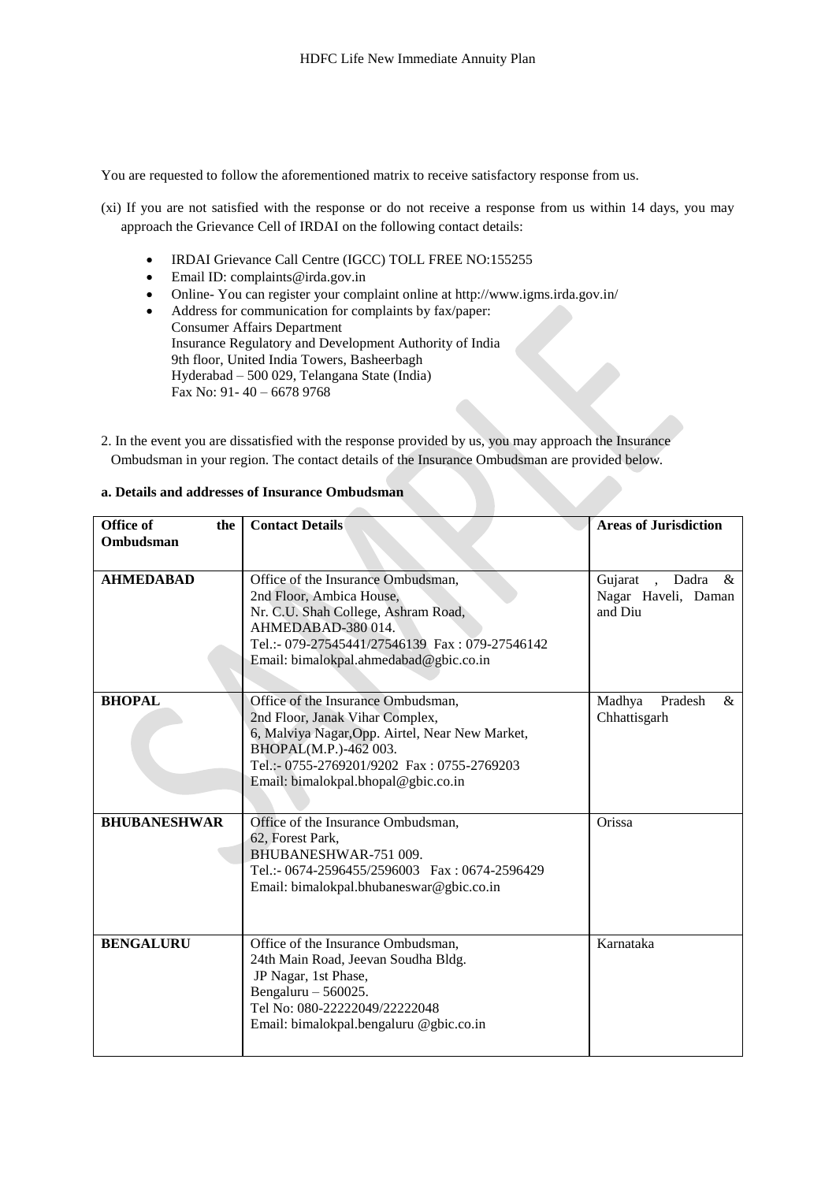You are requested to follow the aforementioned matrix to receive satisfactory response from us.

(xi) If you are not satisfied with the response or do not receive a response from us within 14 days, you may approach the Grievance Cell of IRDAI on the following contact details:

- IRDAI Grievance Call Centre (IGCC) TOLL FREE NO:155255
- Email ID: complaints@irda.gov.in
- Online- You can register your complaint online at http://www.igms.irda.gov.in/
- Address for communication for complaints by fax/paper:
  Consumer Affairs Department
  Insurance Regulatory and Development Authority of India
  9th floor, United India Towers, Basheerbagh
  Hyderabad – 500 029, Telangana State (India)
  Fax No: 91- 40 – 6678 9768

2. In the event you are dissatisfied with the response provided by us, you may approach the Insurance Ombudsman in your region. The contact details of the Insurance Ombudsman are provided below.

**a. Details and addresses of Insurance Ombudsman**

| Office of the Ombudsman | Contact Details | Areas of Jurisdiction |
|---|---|---|
| **AHMEDABAD** | Office of the Insurance Ombudsman,<br>2nd Floor, Ambica House,<br>Nr. C.U. Shah College, Ashram Road,<br>AHMEDABAD-380 014.<br>Tel.:- 079-27545441/27546139 Fax : 079-27546142<br>Email: bimalokpal.ahmedabad@gbic.co.in | Gujarat , Dadra & Nagar Haveli, Daman and Diu |
| **BHOPAL** | Office of the Insurance Ombudsman,<br>2nd Floor, Janak Vihar Complex,<br>6, Malviya Nagar,Opp. Airtel, Near New Market,<br>BHOPAL(M.P.)-462 003.<br>Tel.:- 0755-2769201/9202 Fax : 0755-2769203<br>Email: bimalokpal.bhopal@gbic.co.in | Madhya Pradesh & Chhattisgarh |
| **BHUBANESHWAR** | Office of the Insurance Ombudsman,<br>62, Forest Park,<br>BHUBANESHWAR-751 009.<br>Tel.:- 0674-2596455/2596003 Fax : 0674-2596429<br>Email: bimalokpal.bhubaneswar@gbic.co.in | Orissa |
| **BENGALURU** | Office of the Insurance Ombudsman,<br>24th Main Road, Jeevan Soudha Bldg.<br>JP Nagar, 1st Phase,<br>Bengaluru – 560025.<br>Tel No: 080-22222049/22222048<br>Email: bimalokpal.bengaluru @gbic.co.in | Karnataka |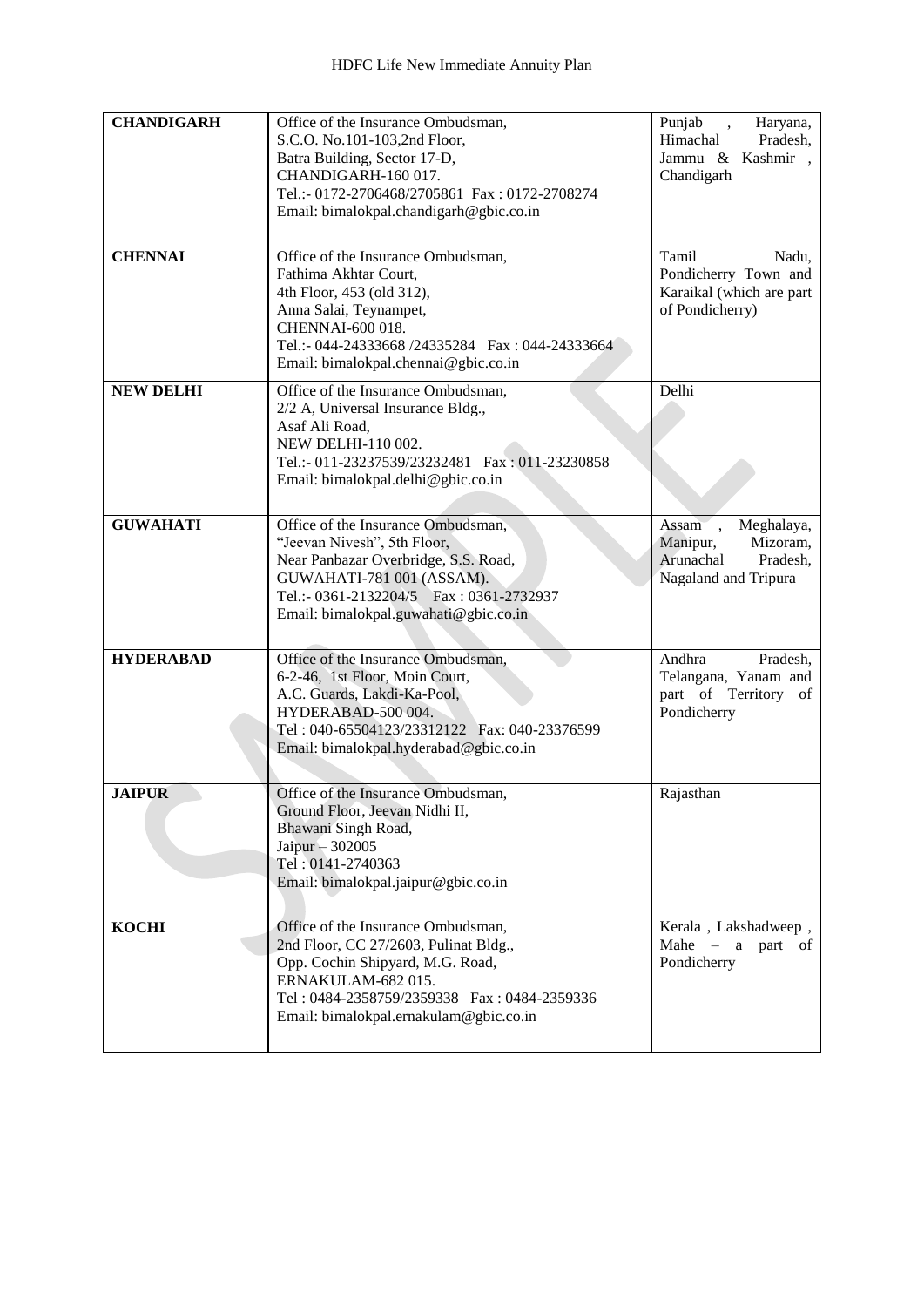| **CHANDIGARH** | Office of the Insurance Ombudsman,<br>S.C.O. No.101-103,2nd Floor,<br>Batra Building, Sector 17-D,<br>CHANDIGARH-160 017.<br>Tel.:- 0172-2706468/2705861 Fax : 0172-2708274<br>Email: bimalokpal.chandigarh@gbic.co.in | Punjab , Haryana, Himachal Pradesh, Jammu & Kashmir , Chandigarh |
|---|---|---|
| **CHENNAI** | Office of the Insurance Ombudsman,<br>Fathima Akhtar Court,<br>4th Floor, 453 (old 312),<br>Anna Salai, Teynampet,<br>CHENNAI-600 018.<br>Tel.:- 044-24333668 /24335284 Fax : 044-24333664<br>Email: bimalokpal.chennai@gbic.co.in | Tamil Nadu, Pondicherry Town and Karaikal (which are part of Pondicherry) |
| **NEW DELHI** | Office of the Insurance Ombudsman,<br>2/2 A, Universal Insurance Bldg.,<br>Asaf Ali Road,<br>NEW DELHI-110 002.<br>Tel.:- 011-23237539/23232481 Fax : 011-23230858<br>Email: bimalokpal.delhi@gbic.co.in | Delhi |
| **GUWAHATI** | Office of the Insurance Ombudsman,<br>"Jeevan Nivesh", 5th Floor,<br>Near Panbazar Overbridge, S.S. Road,<br>GUWAHATI-781 001 (ASSAM).<br>Tel.:- 0361-2132204/5 Fax : 0361-2732937<br>Email: bimalokpal.guwahati@gbic.co.in | Assam , Meghalaya, Manipur, Mizoram, Arunachal Pradesh, Nagaland and Tripura |
| **HYDERABAD** | Office of the Insurance Ombudsman,<br>6-2-46, 1st Floor, Moin Court,<br>A.C. Guards, Lakdi-Ka-Pool,<br>HYDERABAD-500 004.<br>Tel : 040-65504123/23312122 Fax: 040-23376599<br>Email: bimalokpal.hyderabad@gbic.co.in | Andhra Pradesh, Telangana, Yanam and part of Territory of Pondicherry |
| **JAIPUR** | Office of the Insurance Ombudsman,<br>Ground Floor, Jeevan Nidhi II,<br>Bhawani Singh Road,<br>Jaipur – 302005<br>Tel : 0141-2740363<br>Email: bimalokpal.jaipur@gbic.co.in | Rajasthan |
| **KOCHI** | Office of the Insurance Ombudsman,<br>2nd Floor, CC 27/2603, Pulinat Bldg.,<br>Opp. Cochin Shipyard, M.G. Road,<br>ERNAKULAM-682 015.<br>Tel : 0484-2358759/2359338 Fax : 0484-2359336<br>Email: bimalokpal.ernakulam@gbic.co.in | Kerala , Lakshadweep , Mahe – a part of Pondicherry |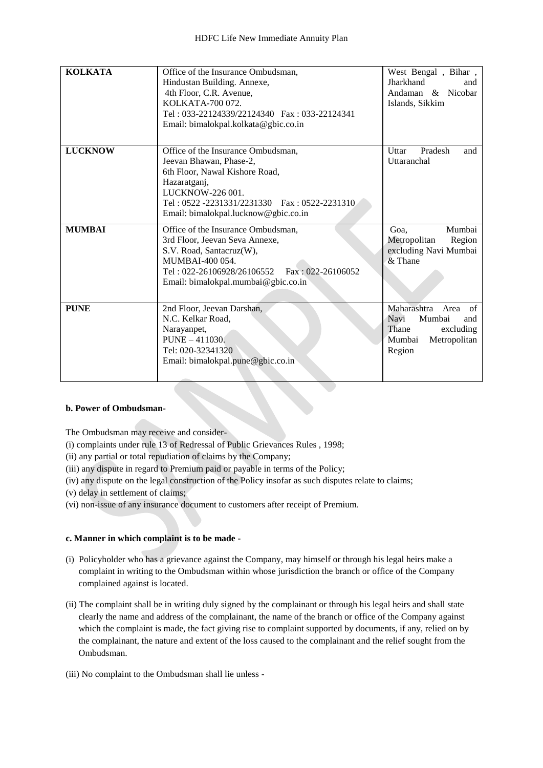| KOLKATA | Office of the Insurance Ombudsman,<br>Hindustan Building. Annexe,<br>4th Floor, C.R. Avenue,<br>KOLKATA-700 072.<br>Tel : 033-22124339/22124340 Fax : 033-22124341<br>Email: bimalokpal.kolkata@gbic.co.in | West Bengal , Bihar , Jharkhand and Andaman & Nicobar Islands, Sikkim |
|---|---|---|
| **LUCKNOW** | Office of the Insurance Ombudsman,<br>Jeevan Bhawan, Phase-2,<br>6th Floor, Nawal Kishore Road,<br>Hazaratganj,<br>LUCKNOW-226 001.<br>Tel : 0522 -2231331/2231330 Fax : 0522-2231310<br>Email: bimalokpal.lucknow@gbic.co.in | Uttar Pradesh and Uttaranchal |
| **MUMBAI** | Office of the Insurance Ombudsman,<br>3rd Floor, Jeevan Seva Annexe,<br>S.V. Road, Santacruz(W),<br>MUMBAI-400 054.<br>Tel : 022-26106928/26106552 Fax : 022-26106052<br>Email: bimalokpal.mumbai@gbic.co.in | Goa, Mumbai Metropolitan Region excluding Navi Mumbai & Thane |
| **PUNE** | 2nd Floor, Jeevan Darshan,<br>N.C. Kelkar Road,<br>Narayanpet,<br>PUNE – 411030.<br>Tel: 020-32341320<br>Email: bimalokpal.pune@gbic.co.in | Maharashtra Area of Navi Mumbai and Thane excluding Mumbai Metropolitan Region |

**b. Power of Ombudsman-**

The Ombudsman may receive and consider-

(i) complaints under rule 13 of Redressal of Public Grievances Rules , 1998;

(ii) any partial or total repudiation of claims by the Company;

(iii) any dispute in regard to Premium paid or payable in terms of the Policy;

(iv) any dispute on the legal construction of the Policy insofar as such disputes relate to claims;

(v) delay in settlement of claims;

(vi) non-issue of any insurance document to customers after receipt of Premium.

**c. Manner in which complaint is to be made -**

(i) Policyholder who has a grievance against the Company, may himself or through his legal heirs make a complaint in writing to the Ombudsman within whose jurisdiction the branch or office of the Company complained against is located.

(ii) The complaint shall be in writing duly signed by the complainant or through his legal heirs and shall state clearly the name and address of the complainant, the name of the branch or office of the Company against which the complaint is made, the fact giving rise to complaint supported by documents, if any, relied on by the complainant, the nature and extent of the loss caused to the complainant and the relief sought from the Ombudsman.

(iii) No complaint to the Ombudsman shall lie unless -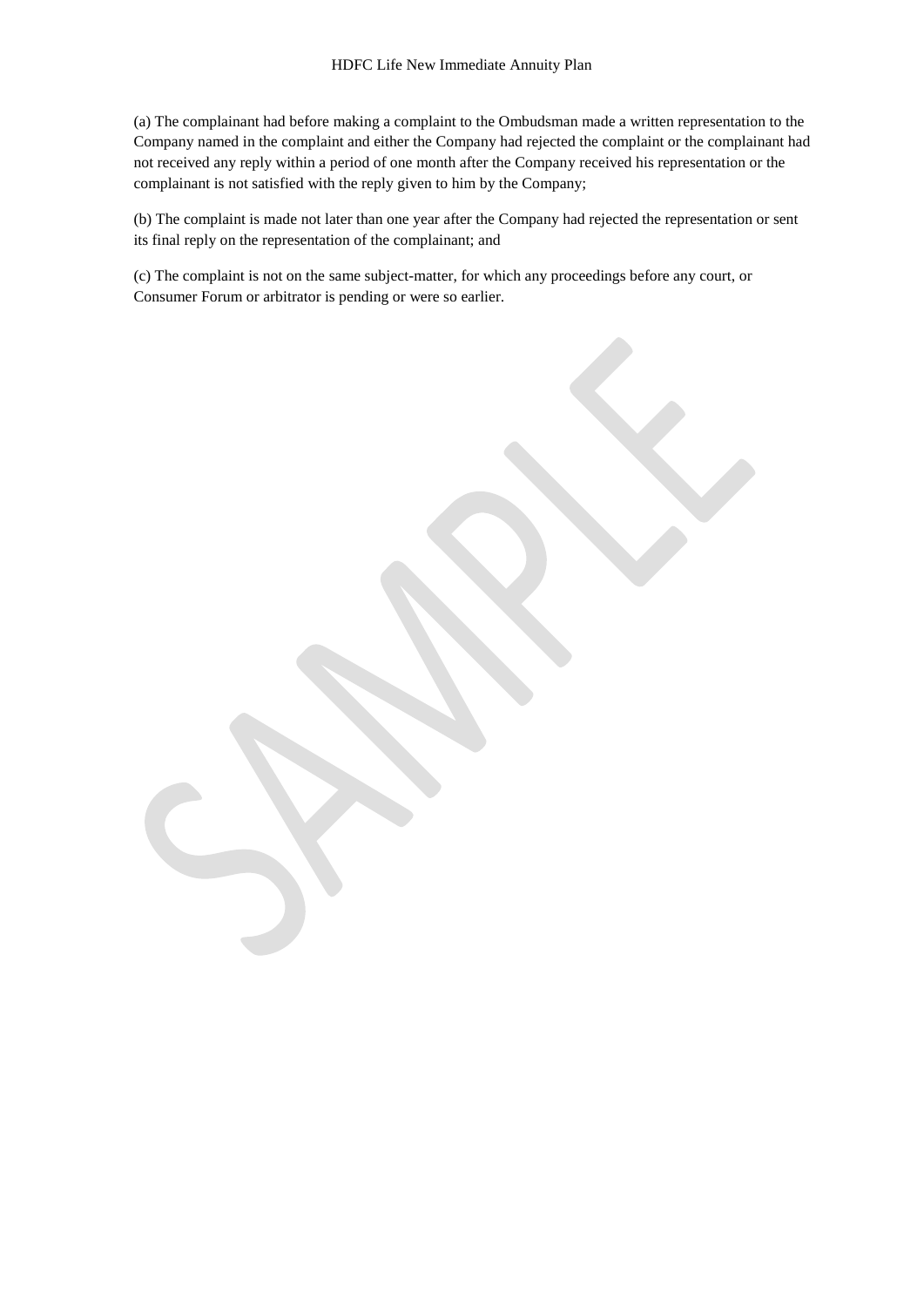(a) The complainant had before making a complaint to the Ombudsman made a written representation to the Company named in the complaint and either the Company had rejected the complaint or the complainant had not received any reply within a period of one month after the Company received his representation or the complainant is not satisfied with the reply given to him by the Company;

(b) The complaint is made not later than one year after the Company had rejected the representation or sent its final reply on the representation of the complainant; and

(c) The complaint is not on the same subject-matter, for which any proceedings before any court, or Consumer Forum or arbitrator is pending or were so earlier.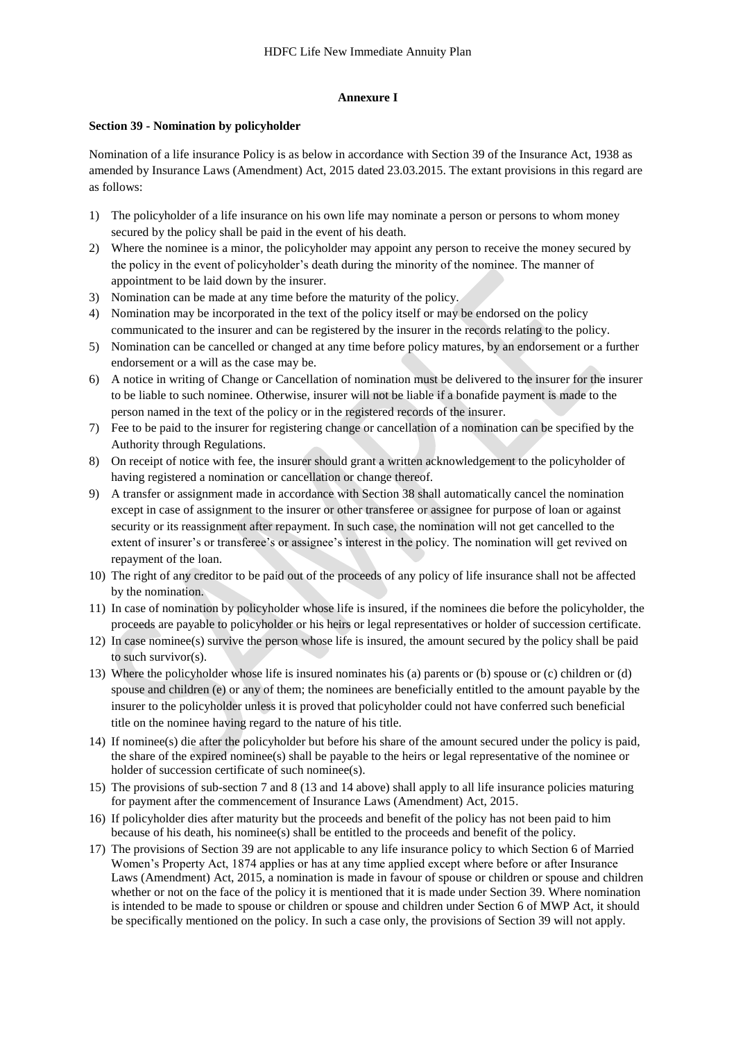## Annexure I

**Section 39 - Nomination by policyholder**

Nomination of a life insurance Policy is as below in accordance with Section 39 of the Insurance Act, 1938 as amended by Insurance Laws (Amendment) Act, 2015 dated 23.03.2015. The extant provisions in this regard are as follows:

1) The policyholder of a life insurance on his own life may nominate a person or persons to whom money secured by the policy shall be paid in the event of his death.
2) Where the nominee is a minor, the policyholder may appoint any person to receive the money secured by the policy in the event of policyholder's death during the minority of the nominee. The manner of appointment to be laid down by the insurer.
3) Nomination can be made at any time before the maturity of the policy.
4) Nomination may be incorporated in the text of the policy itself or may be endorsed on the policy communicated to the insurer and can be registered by the insurer in the records relating to the policy.
5) Nomination can be cancelled or changed at any time before policy matures, by an endorsement or a further endorsement or a will as the case may be.
6) A notice in writing of Change or Cancellation of nomination must be delivered to the insurer for the insurer to be liable to such nominee. Otherwise, insurer will not be liable if a bonafide payment is made to the person named in the text of the policy or in the registered records of the insurer.
7) Fee to be paid to the insurer for registering change or cancellation of a nomination can be specified by the Authority through Regulations.
8) On receipt of notice with fee, the insurer should grant a written acknowledgement to the policyholder of having registered a nomination or cancellation or change thereof.
9) A transfer or assignment made in accordance with Section 38 shall automatically cancel the nomination except in case of assignment to the insurer or other transferee or assignee for purpose of loan or against security or its reassignment after repayment. In such case, the nomination will not get cancelled to the extent of insurer's or transferee's or assignee's interest in the policy. The nomination will get revived on repayment of the loan.
10) The right of any creditor to be paid out of the proceeds of any policy of life insurance shall not be affected by the nomination.
11) In case of nomination by policyholder whose life is insured, if the nominees die before the policyholder, the proceeds are payable to policyholder or his heirs or legal representatives or holder of succession certificate.
12) In case nominee(s) survive the person whose life is insured, the amount secured by the policy shall be paid to such survivor(s).
13) Where the policyholder whose life is insured nominates his (a) parents or (b) spouse or (c) children or (d) spouse and children (e) or any of them; the nominees are beneficially entitled to the amount payable by the insurer to the policyholder unless it is proved that policyholder could not have conferred such beneficial title on the nominee having regard to the nature of his title.
14) If nominee(s) die after the policyholder but before his share of the amount secured under the policy is paid, the share of the expired nominee(s) shall be payable to the heirs or legal representative of the nominee or holder of succession certificate of such nominee(s).
15) The provisions of sub-section 7 and 8 (13 and 14 above) shall apply to all life insurance policies maturing for payment after the commencement of Insurance Laws (Amendment) Act, 2015.
16) If policyholder dies after maturity but the proceeds and benefit of the policy has not been paid to him because of his death, his nominee(s) shall be entitled to the proceeds and benefit of the policy.
17) The provisions of Section 39 are not applicable to any life insurance policy to which Section 6 of Married Women's Property Act, 1874 applies or has at any time applied except where before or after Insurance Laws (Amendment) Act, 2015, a nomination is made in favour of spouse or children or spouse and children whether or not on the face of the policy it is mentioned that it is made under Section 39. Where nomination is intended to be made to spouse or children or spouse and children under Section 6 of MWP Act, it should be specifically mentioned on the policy. In such a case only, the provisions of Section 39 will not apply.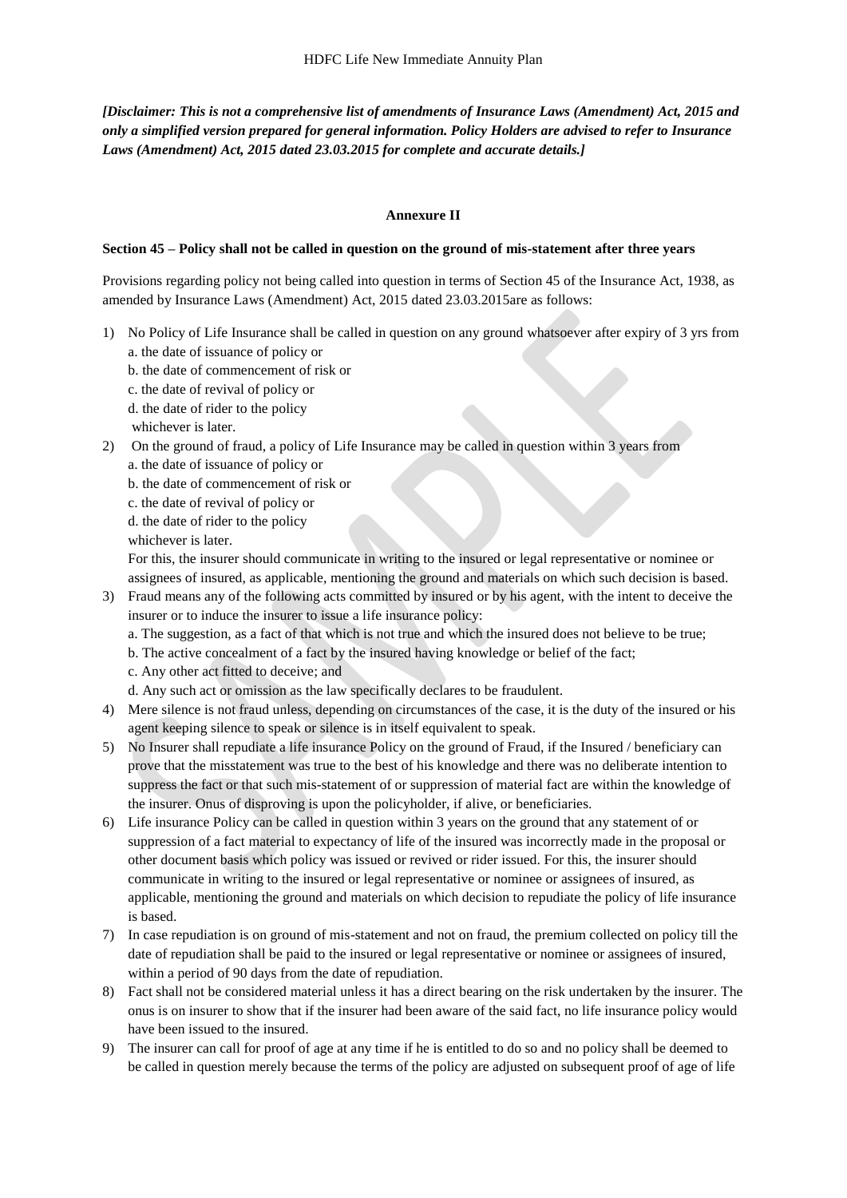*[Disclaimer: This is not a comprehensive list of amendments of Insurance Laws (Amendment) Act, 2015 and only a simplified version prepared for general information. Policy Holders are advised to refer to Insurance Laws (Amendment) Act, 2015 dated 23.03.2015 for complete and accurate details.]*

**Annexure II**

**Section 45 – Policy shall not be called in question on the ground of mis-statement after three years**

Provisions regarding policy not being called into question in terms of Section 45 of the Insurance Act, 1938, as amended by Insurance Laws (Amendment) Act, 2015 dated 23.03.2015are as follows:

1) No Policy of Life Insurance shall be called in question on any ground whatsoever after expiry of 3 yrs from
   a. the date of issuance of policy or
   b. the date of commencement of risk or
   c. the date of revival of policy or
   d. the date of rider to the policy
   whichever is later.
2) On the ground of fraud, a policy of Life Insurance may be called in question within 3 years from
   a. the date of issuance of policy or
   b. the date of commencement of risk or
   c. the date of revival of policy or
   d. the date of rider to the policy
   whichever is later.
   For this, the insurer should communicate in writing to the insured or legal representative or nominee or assignees of insured, as applicable, mentioning the ground and materials on which such decision is based.
3) Fraud means any of the following acts committed by insured or by his agent, with the intent to deceive the insurer or to induce the insurer to issue a life insurance policy:
   a. The suggestion, as a fact of that which is not true and which the insured does not believe to be true;
   b. The active concealment of a fact by the insured having knowledge or belief of the fact;
   c. Any other act fitted to deceive; and
   d. Any such act or omission as the law specifically declares to be fraudulent.
4) Mere silence is not fraud unless, depending on circumstances of the case, it is the duty of the insured or his agent keeping silence to speak or silence is in itself equivalent to speak.
5) No Insurer shall repudiate a life insurance Policy on the ground of Fraud, if the Insured / beneficiary can prove that the misstatement was true to the best of his knowledge and there was no deliberate intention to suppress the fact or that such mis-statement of or suppression of material fact are within the knowledge of the insurer. Onus of disproving is upon the policyholder, if alive, or beneficiaries.
6) Life insurance Policy can be called in question within 3 years on the ground that any statement of or suppression of a fact material to expectancy of life of the insured was incorrectly made in the proposal or other document basis which policy was issued or revived or rider issued. For this, the insurer should communicate in writing to the insured or legal representative or nominee or assignees of insured, as applicable, mentioning the ground and materials on which decision to repudiate the policy of life insurance is based.
7) In case repudiation is on ground of mis-statement and not on fraud, the premium collected on policy till the date of repudiation shall be paid to the insured or legal representative or nominee or assignees of insured, within a period of 90 days from the date of repudiation.
8) Fact shall not be considered material unless it has a direct bearing on the risk undertaken by the insurer. The onus is on insurer to show that if the insurer had been aware of the said fact, no life insurance policy would have been issued to the insured.
9) The insurer can call for proof of age at any time if he is entitled to do so and no policy shall be deemed to be called in question merely because the terms of the policy are adjusted on subsequent proof of age of life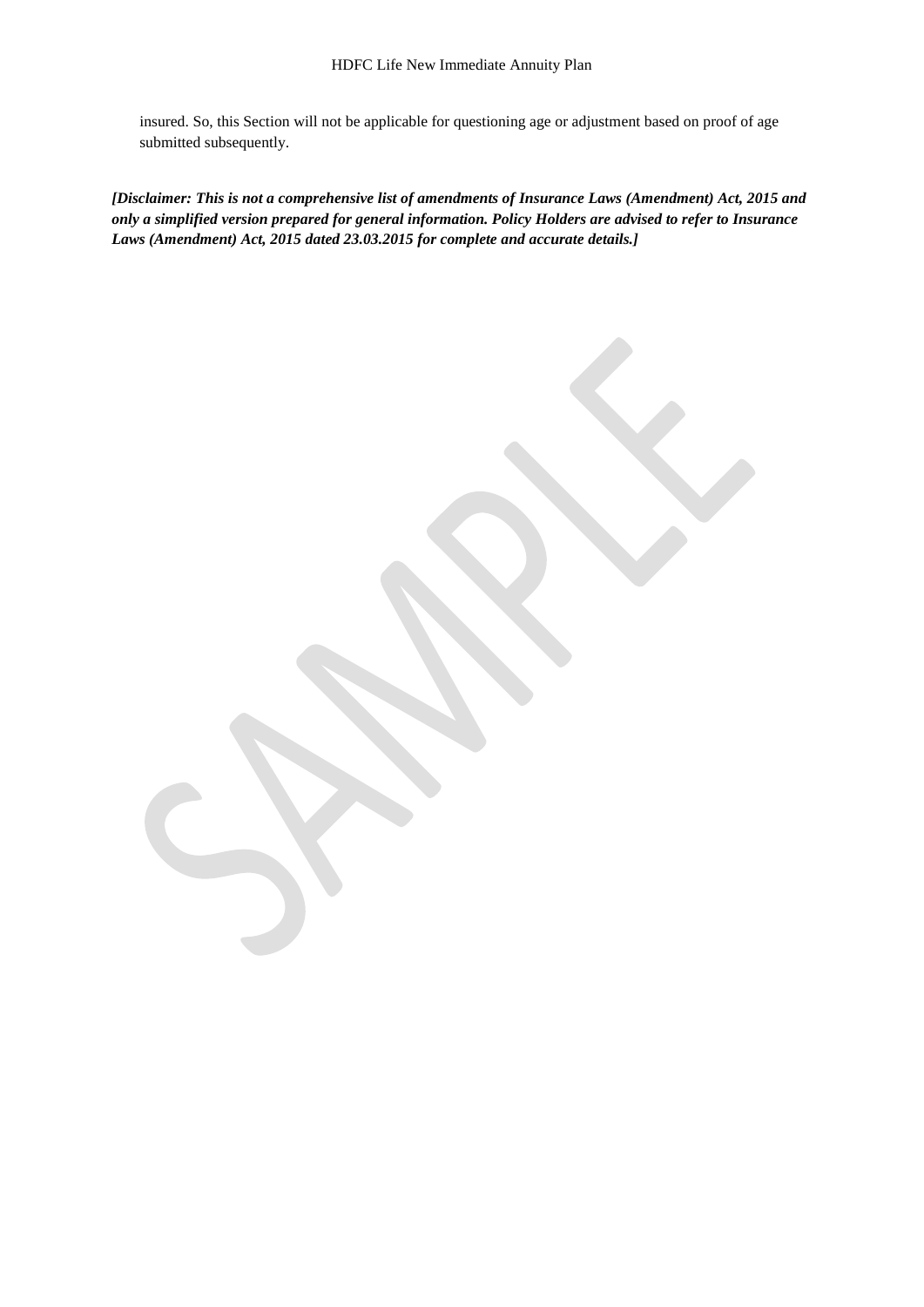insured. So, this Section will not be applicable for questioning age or adjustment based on proof of age submitted subsequently.

***[Disclaimer: This is not a comprehensive list of amendments of Insurance Laws (Amendment) Act, 2015 and only a simplified version prepared for general information. Policy Holders are advised to refer to Insurance Laws (Amendment) Act, 2015 dated 23.03.2015 for complete and accurate details.]***